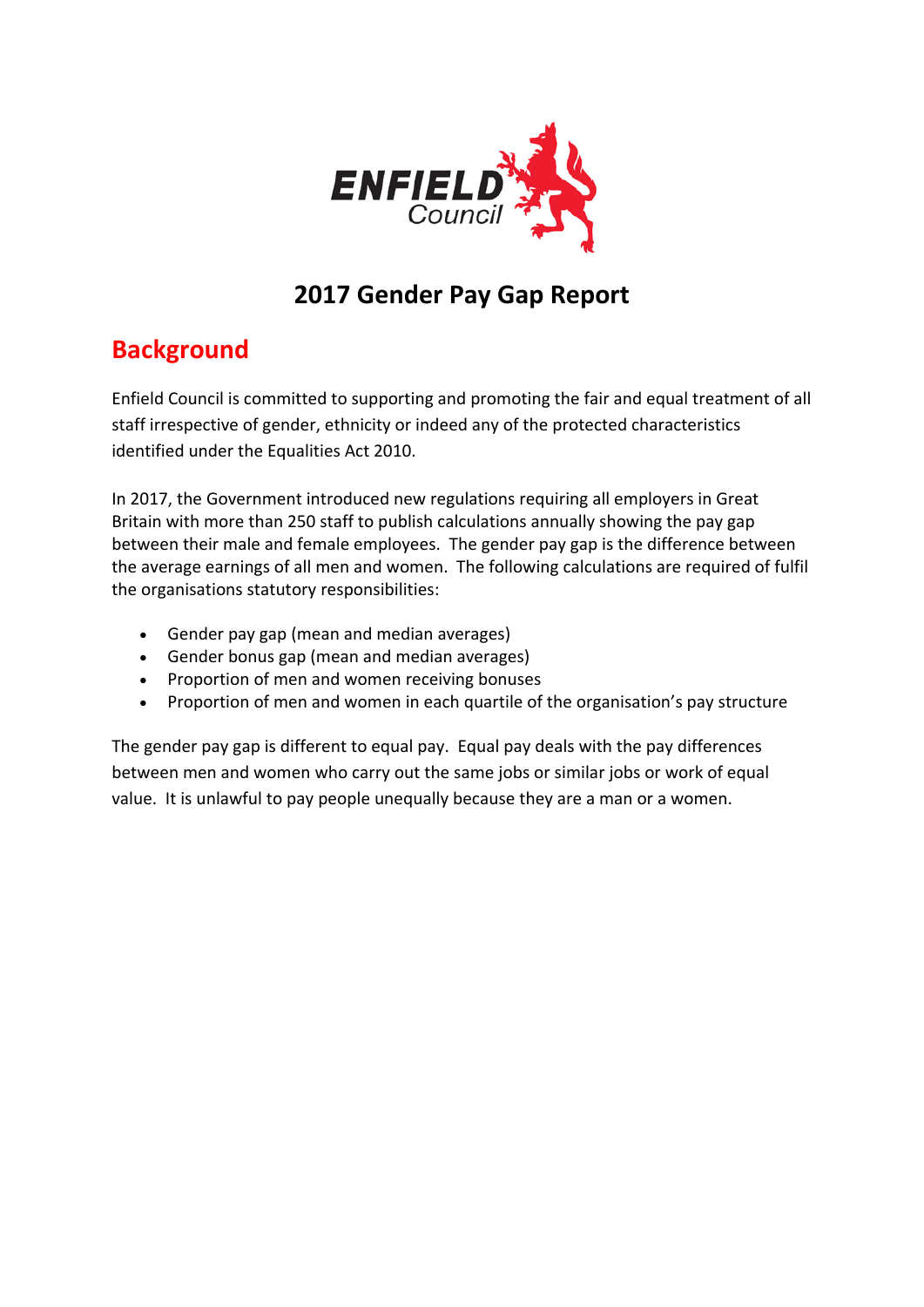ENFIELD Council

# 2017 Gender Pay Gap Report

## Background

Enfield Council is committed to supporting and promoting the fair and equal treatment of all staff irrespective of gender, ethnicity or indeed any of the protected characteristics identified under the Equalities Act 2010.

In 2017, the Government introduced new regulations requiring all employers in Great Britain with more than 250 staff to publish calculations annually showing the pay gap between their male and female employees. The gender pay gap is the difference between the average earnings of all men and women. The following calculations are required of fulfil the organisations statutory responsibilities:

- Gender pay gap (mean and median averages)
- Gender bonus gap (mean and median averages)
- Proportion of men and women receiving bonuses
- Proportion of men and women in each quartile of the organisation's pay structure

The gender pay gap is different to equal pay. Equal pay deals with the pay differences between men and women who carry out the same jobs or similar jobs or work of equal value. It is unlawful to pay people unequally because they are a man or a women.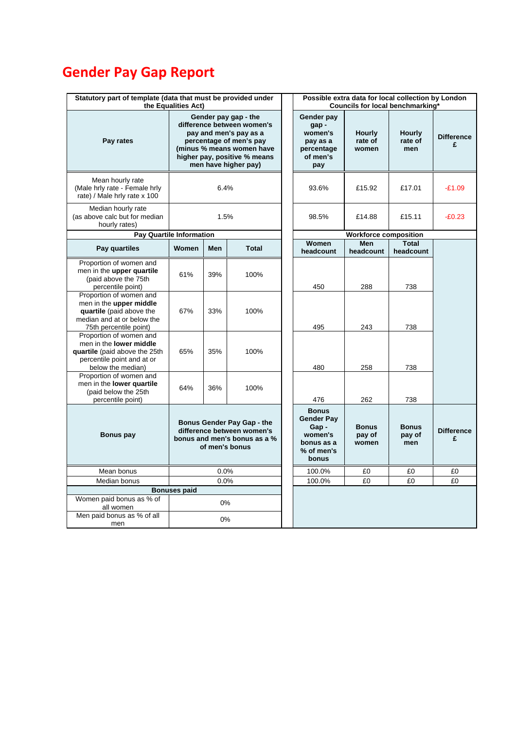# Gender Pay Gap Report

| Statutory part of template (data that must be provided under the Equalities Act) | | | | | Possible extra data for local collection by London Councils for local benchmarking* | | | |
|---|---|---|---|---|---|---|---|---|
| **Pay rates** | **Gender pay gap - the difference between women's pay and men's pay as a percentage of men's pay (minus % means women have higher pay, positive % means men have higher pay)** | | | | **Gender pay gap - women's pay as a percentage of men's pay** | **Hourly rate of women** | **Hourly rate of men** | **Difference £** |
| Mean hourly rate (Male hrly rate - Female hrly rate) / Male hrly rate x 100 | 6.4% | | | | 93.6% | £15.92 | £17.01 | -£1.09 |
| Median hourly rate (as above calc but for median hourly rates) | 1.5% | | | | 98.5% | £14.88 | £15.11 | -£0.23 |
| **Pay Quartile Information** | | | | | **Workforce composition** | | | |
| **Pay quartiles** | **Women** | **Men** | **Total** | | **Women headcount** | **Men headcount** | **Total headcount** | |
| Proportion of women and men in the **upper quartile** (paid above the 75th percentile point) | 61% | 39% | 100% | | 450 | 288 | 738 | |
| Proportion of women and men in the **upper middle quartile** (paid above the median and at or below the 75th percentile point) | 67% | 33% | 100% | | 495 | 243 | 738 | |
| Proportion of women and men in the **lower middle quartile** (paid above the 25th percentile point and at or below the median) | 65% | 35% | 100% | | 480 | 258 | 738 | |
| Proportion of women and men in the **lower quartile** (paid below the 25th percentile point) | 64% | 36% | 100% | | 476 | 262 | 738 | |
| **Bonus pay** | **Bonus Gender Pay Gap - the difference between women's bonus and men's bonus as a % of men's bonus** | | | | **Bonus Gender Pay Gap - women's bonus as a % of men's bonus** | **Bonus pay of women** | **Bonus pay of men** | **Difference £** |
| Mean bonus | 0.0% | | | | 100.0% | £0 | £0 | £0 |
| Median bonus | 0.0% | | | | 100.0% | £0 | £0 | £0 |
| **Bonuses paid** | | | | | | | | |
| Women paid bonus as % of all women | 0% | | | | | | | |
| Men paid bonus as % of all men | 0% | | | | | | | |